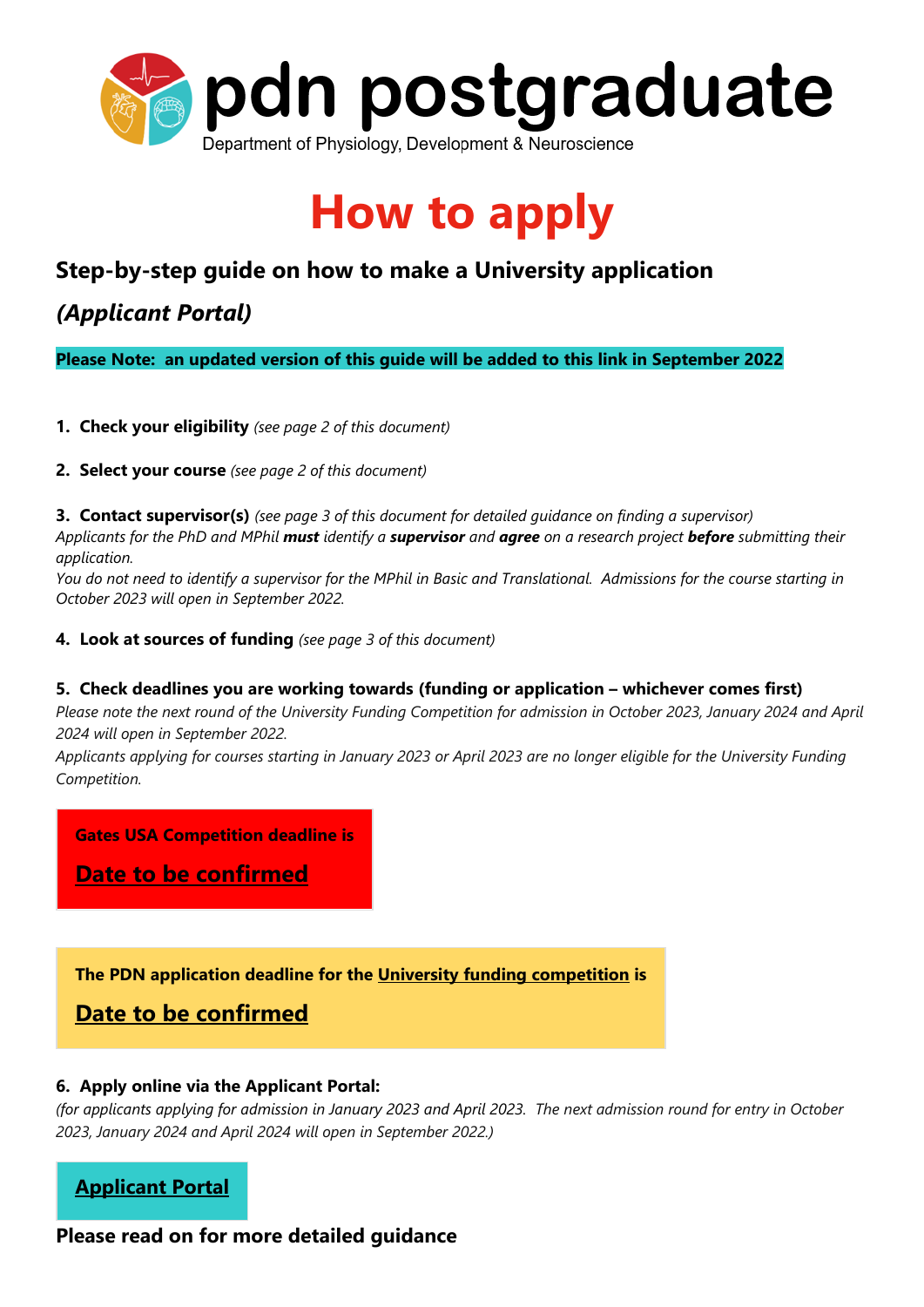# pdn postgraduate

Department of Physiology, Development & Neuroscience

# How to apply

## Step-by-step guide on how to make a University application

## *(Applicant Portal)*

**Please Note: an updated version of this guide will be added to this link in September 2022**

1. **Check your eligibility** *(see page 2 of this document)*

2. **Select your course** *(see page 2 of this document)*

3. **Contact supervisor(s)** *(see page 3 of this document for detailed guidance on finding a supervisor)*
*Applicants for the PhD and MPhil **must** identify a **supervisor** and **agree** on a research project **before** submitting their application.*
*You do not need to identify a supervisor for the MPhil in Basic and Translational. Admissions for the course starting in October 2023 will open in September 2022.*

4. **Look at sources of funding** *(see page 3 of this document)*

5. **Check deadlines you are working towards (funding or application – whichever comes first)**
*Please note the next round of the University Funding Competition for admission in October 2023, January 2024 and April 2024 will open in September 2022.*
*Applicants applying for courses starting in January 2023 or April 2023 are no longer eligible for the University Funding Competition.*

**Gates USA Competition deadline is**

**Date to be confirmed**

**The PDN application deadline for the University funding competition is**

**Date to be confirmed**

6. **Apply online via the Applicant Portal:**
*(for applicants applying for admission in January 2023 and April 2023. The next admission round for entry in October 2023, January 2024 and April 2024 will open in September 2022.)*

**Applicant Portal**

**Please read on for more detailed guidance**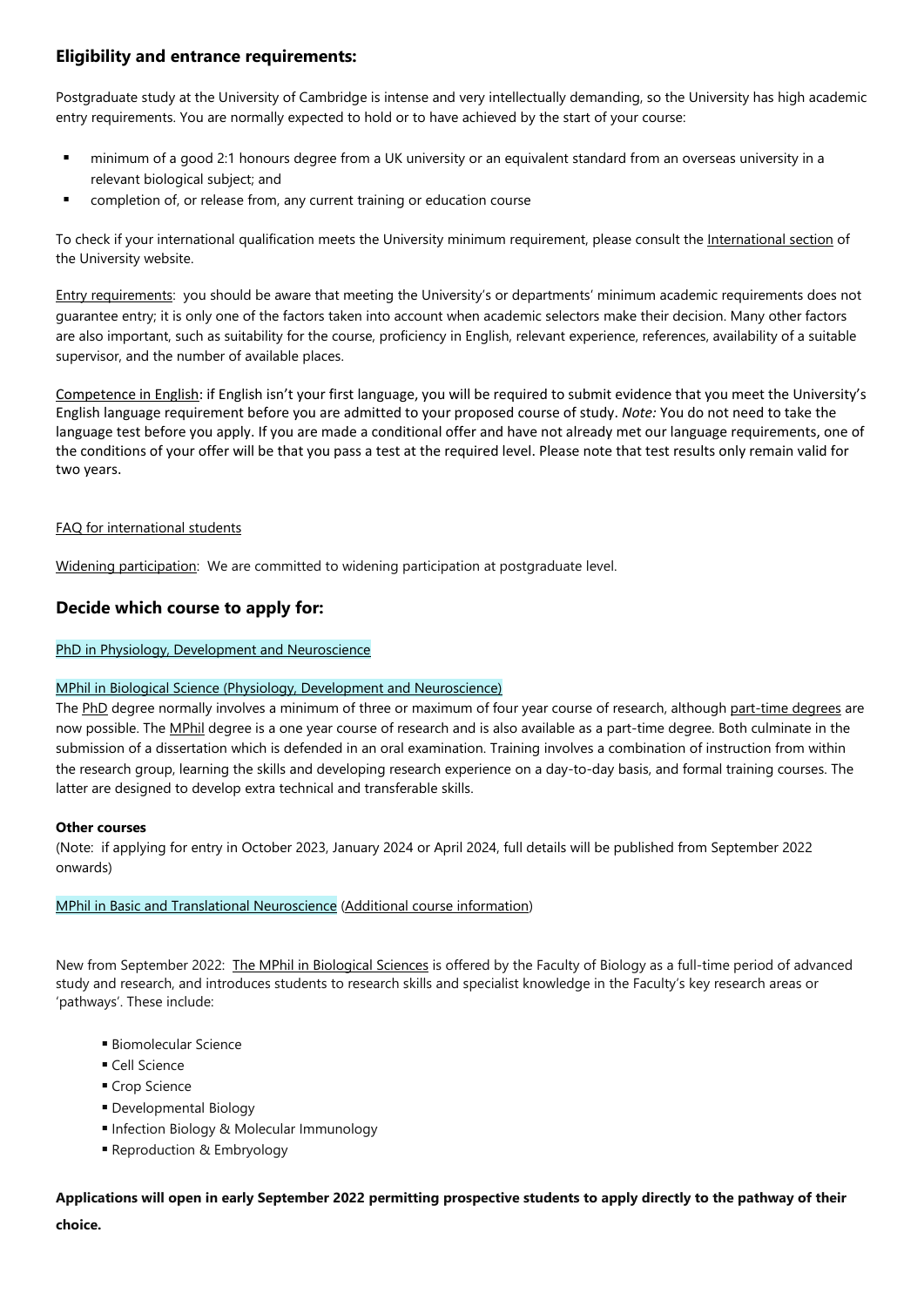## Eligibility and entrance requirements:

Postgraduate study at the University of Cambridge is intense and very intellectually demanding, so the University has high academic entry requirements. You are normally expected to hold or to have achieved by the start of your course:

- minimum of a good 2:1 honours degree from a UK university or an equivalent standard from an overseas university in a relevant biological subject; and
- completion of, or release from, any current training or education course

To check if your international qualification meets the University minimum requirement, please consult the International section of the University website.

Entry requirements: you should be aware that meeting the University's or departments' minimum academic requirements does not guarantee entry; it is only one of the factors taken into account when academic selectors make their decision. Many other factors are also important, such as suitability for the course, proficiency in English, relevant experience, references, availability of a suitable supervisor, and the number of available places.

Competence in English: if English isn't your first language, you will be required to submit evidence that you meet the University's English language requirement before you are admitted to your proposed course of study. *Note:* You do not need to take the language test before you apply. If you are made a conditional offer and have not already met our language requirements, one of the conditions of your offer will be that you pass a test at the required level. Please note that test results only remain valid for two years.

FAQ for international students

Widening participation: We are committed to widening participation at postgraduate level.

## Decide which course to apply for:

PhD in Physiology, Development and Neuroscience

MPhil in Biological Science (Physiology, Development and Neuroscience)

The PhD degree normally involves a minimum of three or maximum of four year course of research, although part-time degrees are now possible. The MPhil degree is a one year course of research and is also available as a part-time degree. Both culminate in the submission of a dissertation which is defended in an oral examination. Training involves a combination of instruction from within the research group, learning the skills and developing research experience on a day-to-day basis, and formal training courses. The latter are designed to develop extra technical and transferable skills.

**Other courses**

(Note: if applying for entry in October 2023, January 2024 or April 2024, full details will be published from September 2022 onwards)

MPhil in Basic and Translational Neuroscience (Additional course information)

New from September 2022: The MPhil in Biological Sciences is offered by the Faculty of Biology as a full-time period of advanced study and research, and introduces students to research skills and specialist knowledge in the Faculty's key research areas or 'pathways'. These include:

- Biomolecular Science
- Cell Science
- Crop Science
- Developmental Biology
- Infection Biology & Molecular Immunology
- Reproduction & Embryology

**Applications will open in early September 2022 permitting prospective students to apply directly to the pathway of their choice.**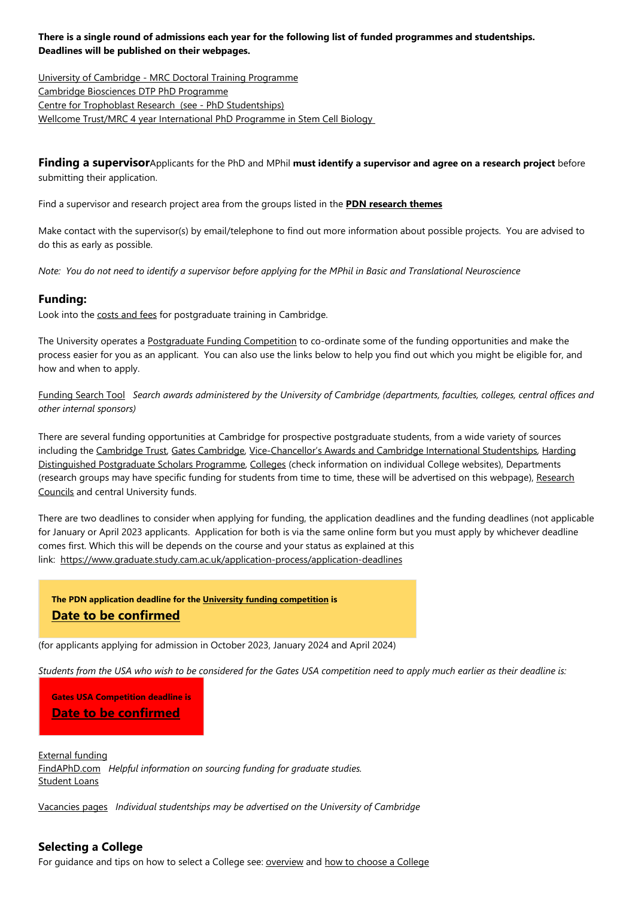**There is a single round of admissions each year for the following list of funded programmes and studentships. Deadlines will be published on their webpages.**

University of Cambridge - MRC Doctoral Training Programme
Cambridge Biosciences DTP PhD Programme
Centre for Trophoblast Research (see - PhD Studentships)
Wellcome Trust/MRC 4 year International PhD Programme in Stem Cell Biology

## Finding a supervisor

Applicants for the PhD and MPhil **must identify a supervisor and agree on a research project** before submitting their application.

Find a supervisor and research project area from the groups listed in the **PDN research themes**

Make contact with the supervisor(s) by email/telephone to find out more information about possible projects. You are advised to do this as early as possible.

*Note: You do not need to identify a supervisor before applying for the MPhil in Basic and Translational Neuroscience*

## Funding:

Look into the costs and fees for postgraduate training in Cambridge.

The University operates a Postgraduate Funding Competition to co-ordinate some of the funding opportunities and make the process easier for you as an applicant. You can also use the links below to help you find out which you might be eligible for, and how and when to apply.

Funding Search Tool *Search awards administered by the University of Cambridge (departments, faculties, colleges, central offices and other internal sponsors)*

There are several funding opportunities at Cambridge for prospective postgraduate students, from a wide variety of sources including the Cambridge Trust, Gates Cambridge, Vice-Chancellor's Awards and Cambridge International Studentships, Harding Distinguished Postgraduate Scholars Programme, Colleges (check information on individual College websites), Departments (research groups may have specific funding for students from time to time, these will be advertised on this webpage), Research Councils and central University funds.

There are two deadlines to consider when applying for funding, the application deadlines and the funding deadlines (not applicable for January or April 2023 applicants. Application for both is via the same online form but you must apply by whichever deadline comes first. Which this will be depends on the course and your status as explained at this link: https://www.graduate.study.cam.ac.uk/application-process/application-deadlines

**The PDN application deadline for the University funding competition is**
**Date to be confirmed**

(for applicants applying for admission in October 2023, January 2024 and April 2024)

*Students from the USA who wish to be considered for the Gates USA competition need to apply much earlier as their deadline is:*

**Gates USA Competition deadline is**
**Date to be confirmed**

External funding
FindAPhD.com *Helpful information on sourcing funding for graduate studies.*
Student Loans

Vacancies pages *Individual studentships may be advertised on the University of Cambridge*

## Selecting a College

For guidance and tips on how to select a College see: overview and how to choose a College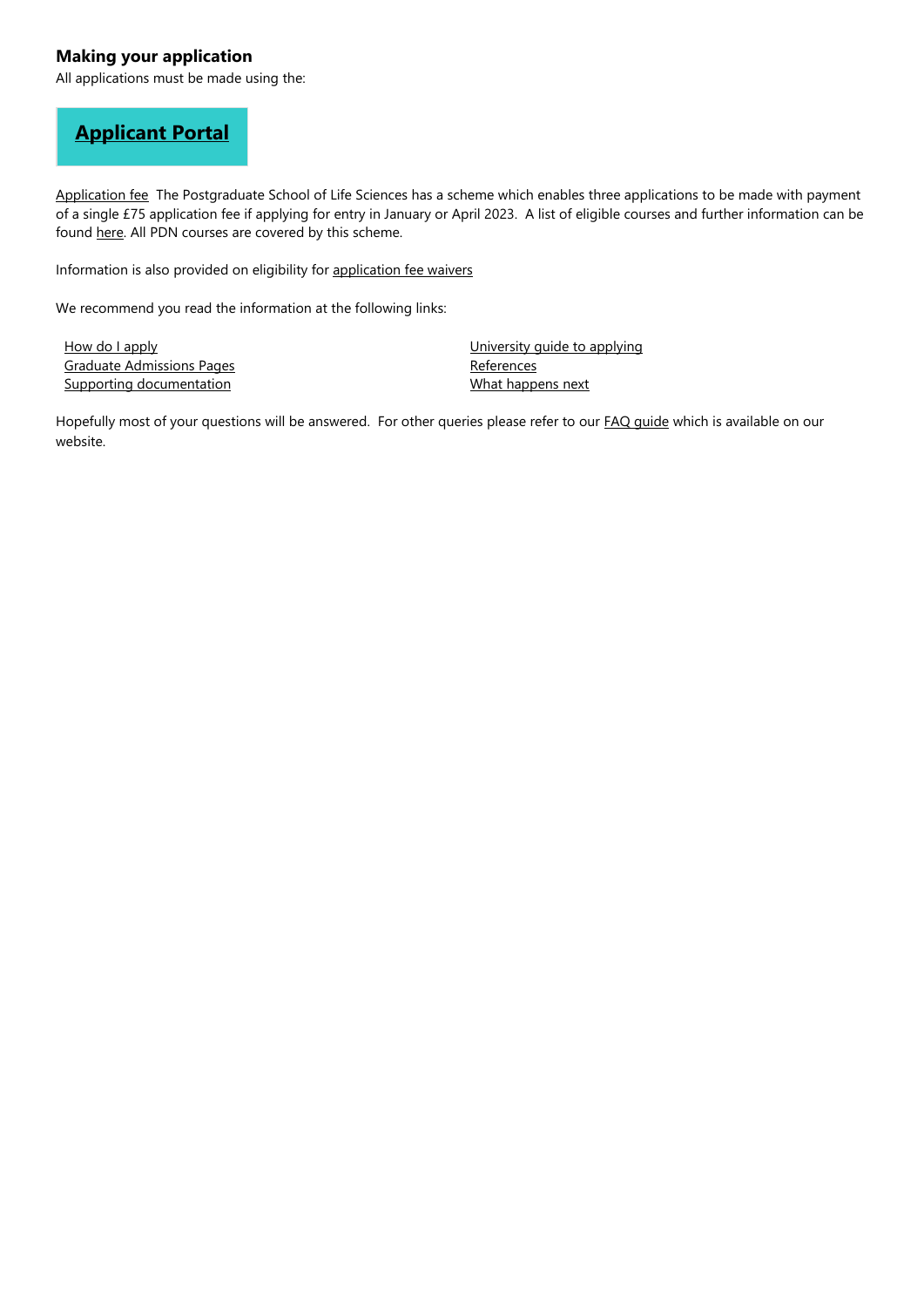### Making your application

All applications must be made using the:

**Applicant Portal**

Application fee The Postgraduate School of Life Sciences has a scheme which enables three applications to be made with payment of a single £75 application fee if applying for entry in January or April 2023. A list of eligible courses and further information can be found here. All PDN courses are covered by this scheme.

Information is also provided on eligibility for application fee waivers

We recommend you read the information at the following links:

- How do I apply
- Graduate Admissions Pages
- Supporting documentation
- University guide to applying
- References
- What happens next

Hopefully most of your questions will be answered. For other queries please refer to our FAQ guide which is available on our website.